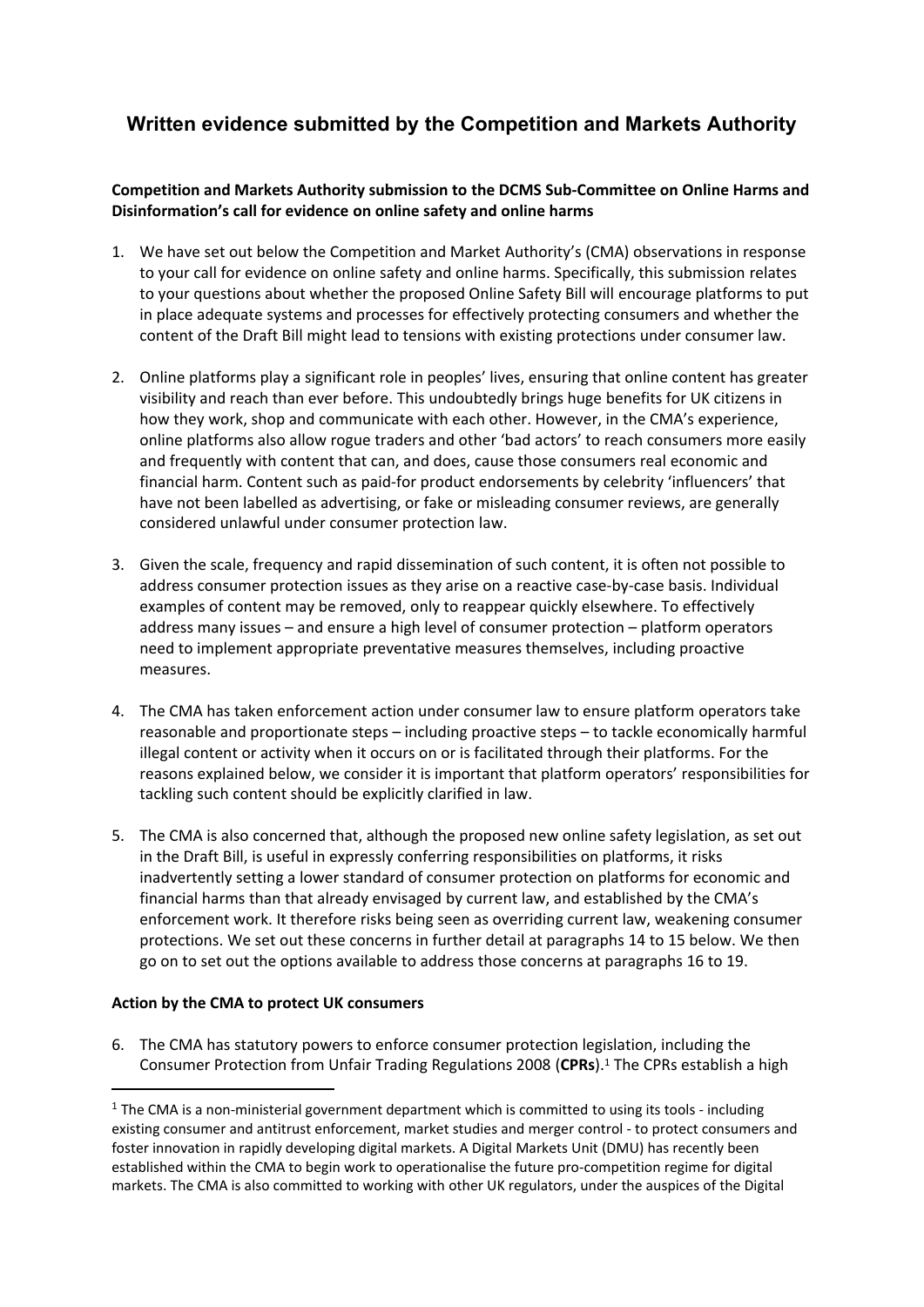# Written evidence submitted by the Competition and Markets Authority

**Competition and Markets Authority submission to the DCMS Sub-Committee on Online Harms and Disinformation's call for evidence on online safety and online harms**

1. We have set out below the Competition and Market Authority's (CMA) observations in response to your call for evidence on online safety and online harms. Specifically, this submission relates to your questions about whether the proposed Online Safety Bill will encourage platforms to put in place adequate systems and processes for effectively protecting consumers and whether the content of the Draft Bill might lead to tensions with existing protections under consumer law.

2. Online platforms play a significant role in peoples' lives, ensuring that online content has greater visibility and reach than ever before. This undoubtedly brings huge benefits for UK citizens in how they work, shop and communicate with each other. However, in the CMA's experience, online platforms also allow rogue traders and other 'bad actors' to reach consumers more easily and frequently with content that can, and does, cause those consumers real economic and financial harm. Content such as paid-for product endorsements by celebrity 'influencers' that have not been labelled as advertising, or fake or misleading consumer reviews, are generally considered unlawful under consumer protection law.

3. Given the scale, frequency and rapid dissemination of such content, it is often not possible to address consumer protection issues as they arise on a reactive case-by-case basis. Individual examples of content may be removed, only to reappear quickly elsewhere. To effectively address many issues – and ensure a high level of consumer protection – platform operators need to implement appropriate preventative measures themselves, including proactive measures.

4. The CMA has taken enforcement action under consumer law to ensure platform operators take reasonable and proportionate steps – including proactive steps – to tackle economically harmful illegal content or activity when it occurs on or is facilitated through their platforms. For the reasons explained below, we consider it is important that platform operators' responsibilities for tackling such content should be explicitly clarified in law.

5. The CMA is also concerned that, although the proposed new online safety legislation, as set out in the Draft Bill, is useful in expressly conferring responsibilities on platforms, it risks inadvertently setting a lower standard of consumer protection on platforms for economic and financial harms than that already envisaged by current law, and established by the CMA's enforcement work. It therefore risks being seen as overriding current law, weakening consumer protections. We set out these concerns in further detail at paragraphs 14 to 15 below. We then go on to set out the options available to address those concerns at paragraphs 16 to 19.

**Action by the CMA to protect UK consumers**

6. The CMA has statutory powers to enforce consumer protection legislation, including the Consumer Protection from Unfair Trading Regulations 2008 (**CPRs**).[1] The CPRs establish a high

[1] The CMA is a non-ministerial government department which is committed to using its tools - including existing consumer and antitrust enforcement, market studies and merger control - to protect consumers and foster innovation in rapidly developing digital markets. A Digital Markets Unit (DMU) has recently been established within the CMA to begin work to operationalise the future pro-competition regime for digital markets. The CMA is also committed to working with other UK regulators, under the auspices of the Digital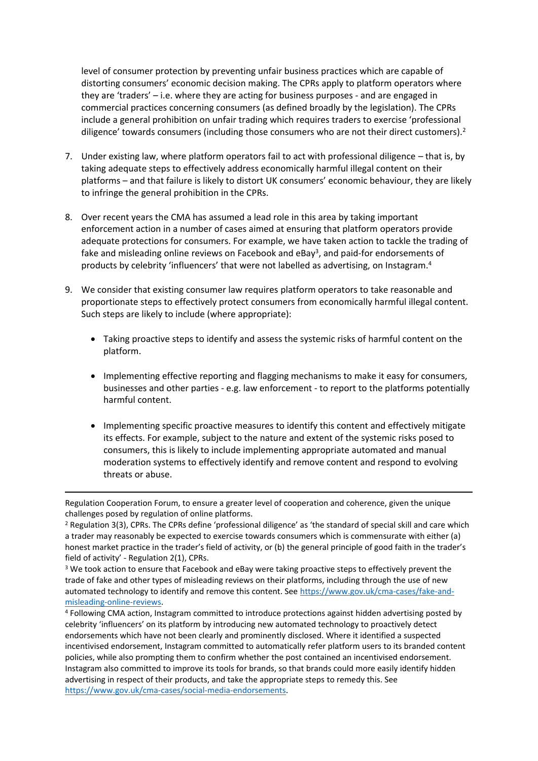level of consumer protection by preventing unfair business practices which are capable of distorting consumers' economic decision making. The CPRs apply to platform operators where they are 'traders' – i.e. where they are acting for business purposes - and are engaged in commercial practices concerning consumers (as defined broadly by the legislation). The CPRs include a general prohibition on unfair trading which requires traders to exercise 'professional diligence' towards consumers (including those consumers who are not their direct customers).[2]

7. Under existing law, where platform operators fail to act with professional diligence – that is, by taking adequate steps to effectively address economically harmful illegal content on their platforms – and that failure is likely to distort UK consumers' economic behaviour, they are likely to infringe the general prohibition in the CPRs.

8. Over recent years the CMA has assumed a lead role in this area by taking important enforcement action in a number of cases aimed at ensuring that platform operators provide adequate protections for consumers. For example, we have taken action to tackle the trading of fake and misleading online reviews on Facebook and eBay[3], and paid-for endorsements of products by celebrity 'influencers' that were not labelled as advertising, on Instagram.[4]

9. We consider that existing consumer law requires platform operators to take reasonable and proportionate steps to effectively protect consumers from economically harmful illegal content. Such steps are likely to include (where appropriate):

   - Taking proactive steps to identify and assess the systemic risks of harmful content on the platform.
   - Implementing effective reporting and flagging mechanisms to make it easy for consumers, businesses and other parties - e.g. law enforcement - to report to the platforms potentially harmful content.
   - Implementing specific proactive measures to identify this content and effectively mitigate its effects. For example, subject to the nature and extent of the systemic risks posed to consumers, this is likely to include implementing appropriate automated and manual moderation systems to effectively identify and remove content and respond to evolving threats or abuse.

---

Regulation Cooperation Forum, to ensure a greater level of cooperation and coherence, given the unique challenges posed by regulation of online platforms.

[2] Regulation 3(3), CPRs. The CPRs define 'professional diligence' as 'the standard of special skill and care which a trader may reasonably be expected to exercise towards consumers which is commensurate with either (a) honest market practice in the trader's field of activity, or (b) the general principle of good faith in the trader's field of activity' - Regulation 2(1), CPRs.

[3] We took action to ensure that Facebook and eBay were taking proactive steps to effectively prevent the trade of fake and other types of misleading reviews on their platforms, including through the use of new automated technology to identify and remove this content. See https://www.gov.uk/cma-cases/fake-and-misleading-online-reviews.

[4] Following CMA action, Instagram committed to introduce protections against hidden advertising posted by celebrity 'influencers' on its platform by introducing new automated technology to proactively detect endorsements which have not been clearly and prominently disclosed. Where it identified a suspected incentivised endorsement, Instagram committed to automatically refer platform users to its branded content policies, while also prompting them to confirm whether the post contained an incentivised endorsement. Instagram also committed to improve its tools for brands, so that brands could more easily identify hidden advertising in respect of their products, and take the appropriate steps to remedy this. See https://www.gov.uk/cma-cases/social-media-endorsements.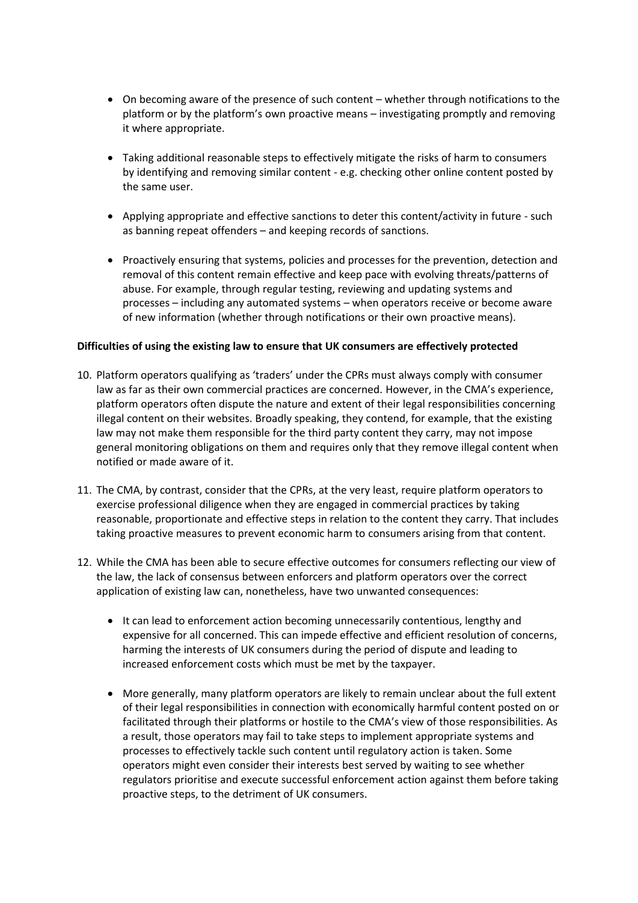- On becoming aware of the presence of such content – whether through notifications to the platform or by the platform's own proactive means – investigating promptly and removing it where appropriate.

- Taking additional reasonable steps to effectively mitigate the risks of harm to consumers by identifying and removing similar content - e.g. checking other online content posted by the same user.

- Applying appropriate and effective sanctions to deter this content/activity in future - such as banning repeat offenders – and keeping records of sanctions.

- Proactively ensuring that systems, policies and processes for the prevention, detection and removal of this content remain effective and keep pace with evolving threats/patterns of abuse. For example, through regular testing, reviewing and updating systems and processes – including any automated systems – when operators receive or become aware of new information (whether through notifications or their own proactive means).

**Difficulties of using the existing law to ensure that UK consumers are effectively protected**

10. Platform operators qualifying as 'traders' under the CPRs must always comply with consumer law as far as their own commercial practices are concerned. However, in the CMA's experience, platform operators often dispute the nature and extent of their legal responsibilities concerning illegal content on their websites. Broadly speaking, they contend, for example, that the existing law may not make them responsible for the third party content they carry, may not impose general monitoring obligations on them and requires only that they remove illegal content when notified or made aware of it.

11. The CMA, by contrast, consider that the CPRs, at the very least, require platform operators to exercise professional diligence when they are engaged in commercial practices by taking reasonable, proportionate and effective steps in relation to the content they carry. That includes taking proactive measures to prevent economic harm to consumers arising from that content.

12. While the CMA has been able to secure effective outcomes for consumers reflecting our view of the law, the lack of consensus between enforcers and platform operators over the correct application of existing law can, nonetheless, have two unwanted consequences:

    - It can lead to enforcement action becoming unnecessarily contentious, lengthy and expensive for all concerned. This can impede effective and efficient resolution of concerns, harming the interests of UK consumers during the period of dispute and leading to increased enforcement costs which must be met by the taxpayer.

    - More generally, many platform operators are likely to remain unclear about the full extent of their legal responsibilities in connection with economically harmful content posted on or facilitated through their platforms or hostile to the CMA's view of those responsibilities. As a result, those operators may fail to take steps to implement appropriate systems and processes to effectively tackle such content until regulatory action is taken. Some operators might even consider their interests best served by waiting to see whether regulators prioritise and execute successful enforcement action against them before taking proactive steps, to the detriment of UK consumers.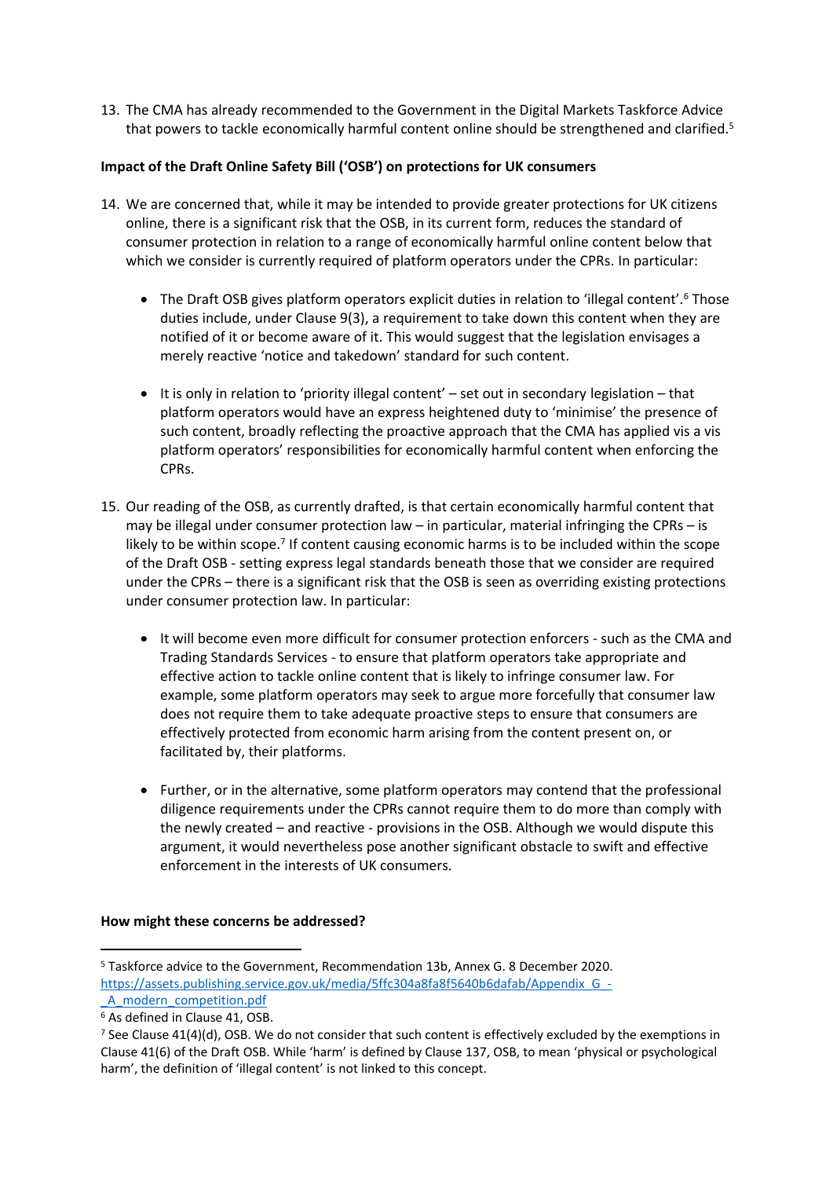13. The CMA has already recommended to the Government in the Digital Markets Taskforce Advice that powers to tackle economically harmful content online should be strengthened and clarified.[5]

**Impact of the Draft Online Safety Bill ('OSB') on protections for UK consumers**

14. We are concerned that, while it may be intended to provide greater protections for UK citizens online, there is a significant risk that the OSB, in its current form, reduces the standard of consumer protection in relation to a range of economically harmful online content below that which we consider is currently required of platform operators under the CPRs. In particular:

    - The Draft OSB gives platform operators explicit duties in relation to 'illegal content'.[6] Those duties include, under Clause 9(3), a requirement to take down this content when they are notified of it or become aware of it. This would suggest that the legislation envisages a merely reactive 'notice and takedown' standard for such content.

    - It is only in relation to 'priority illegal content' – set out in secondary legislation – that platform operators would have an express heightened duty to 'minimise' the presence of such content, broadly reflecting the proactive approach that the CMA has applied vis a vis platform operators' responsibilities for economically harmful content when enforcing the CPRs.

15. Our reading of the OSB, as currently drafted, is that certain economically harmful content that may be illegal under consumer protection law – in particular, material infringing the CPRs – is likely to be within scope.[7] If content causing economic harms is to be included within the scope of the Draft OSB - setting express legal standards beneath those that we consider are required under the CPRs – there is a significant risk that the OSB is seen as overriding existing protections under consumer protection law. In particular:

    - It will become even more difficult for consumer protection enforcers - such as the CMA and Trading Standards Services - to ensure that platform operators take appropriate and effective action to tackle online content that is likely to infringe consumer law. For example, some platform operators may seek to argue more forcefully that consumer law does not require them to take adequate proactive steps to ensure that consumers are effectively protected from economic harm arising from the content present on, or facilitated by, their platforms.

    - Further, or in the alternative, some platform operators may contend that the professional diligence requirements under the CPRs cannot require them to do more than comply with the newly created – and reactive - provisions in the OSB. Although we would dispute this argument, it would nevertheless pose another significant obstacle to swift and effective enforcement in the interests of UK consumers.

**How might these concerns be addressed?**

---

[5] Taskforce advice to the Government, Recommendation 13b, Annex G. 8 December 2020. https://assets.publishing.service.gov.uk/media/5ffc304a8fa8f5640b6dafab/Appendix_G_-_A_modern_competition.pdf

[6] As defined in Clause 41, OSB.

[7] See Clause 41(4)(d), OSB. We do not consider that such content is effectively excluded by the exemptions in Clause 41(6) of the Draft OSB. While 'harm' is defined by Clause 137, OSB, to mean 'physical or psychological harm', the definition of 'illegal content' is not linked to this concept.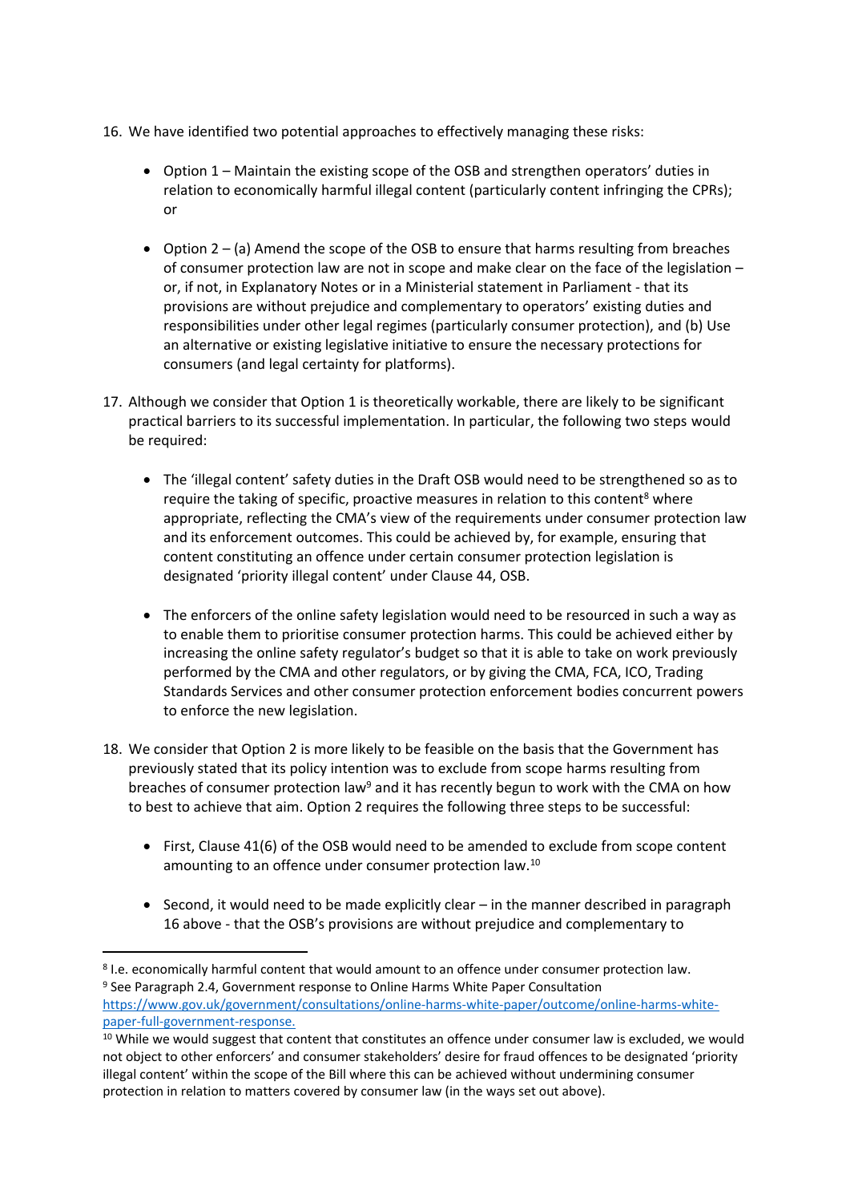16. We have identified two potential approaches to effectively managing these risks:

    - Option 1 – Maintain the existing scope of the OSB and strengthen operators' duties in relation to economically harmful illegal content (particularly content infringing the CPRs); or

    - Option 2 – (a) Amend the scope of the OSB to ensure that harms resulting from breaches of consumer protection law are not in scope and make clear on the face of the legislation – or, if not, in Explanatory Notes or in a Ministerial statement in Parliament - that its provisions are without prejudice and complementary to operators' existing duties and responsibilities under other legal regimes (particularly consumer protection), and (b) Use an alternative or existing legislative initiative to ensure the necessary protections for consumers (and legal certainty for platforms).

17. Although we consider that Option 1 is theoretically workable, there are likely to be significant practical barriers to its successful implementation. In particular, the following two steps would be required:

    - The 'illegal content' safety duties in the Draft OSB would need to be strengthened so as to require the taking of specific, proactive measures in relation to this content[8] where appropriate, reflecting the CMA's view of the requirements under consumer protection law and its enforcement outcomes. This could be achieved by, for example, ensuring that content constituting an offence under certain consumer protection legislation is designated 'priority illegal content' under Clause 44, OSB.

    - The enforcers of the online safety legislation would need to be resourced in such a way as to enable them to prioritise consumer protection harms. This could be achieved either by increasing the online safety regulator's budget so that it is able to take on work previously performed by the CMA and other regulators, or by giving the CMA, FCA, ICO, Trading Standards Services and other consumer protection enforcement bodies concurrent powers to enforce the new legislation.

18. We consider that Option 2 is more likely to be feasible on the basis that the Government has previously stated that its policy intention was to exclude from scope harms resulting from breaches of consumer protection law[9] and it has recently begun to work with the CMA on how to best to achieve that aim. Option 2 requires the following three steps to be successful:

    - First, Clause 41(6) of the OSB would need to be amended to exclude from scope content amounting to an offence under consumer protection law.[10]

    - Second, it would need to be made explicitly clear – in the manner described in paragraph 16 above - that the OSB's provisions are without prejudice and complementary to

---

[8] I.e. economically harmful content that would amount to an offence under consumer protection law.

[9] See Paragraph 2.4, Government response to Online Harms White Paper Consultation https://www.gov.uk/government/consultations/online-harms-white-paper/outcome/online-harms-white-paper-full-government-response.

[10] While we would suggest that content that constitutes an offence under consumer law is excluded, we would not object to other enforcers' and consumer stakeholders' desire for fraud offences to be designated 'priority illegal content' within the scope of the Bill where this can be achieved without undermining consumer protection in relation to matters covered by consumer law (in the ways set out above).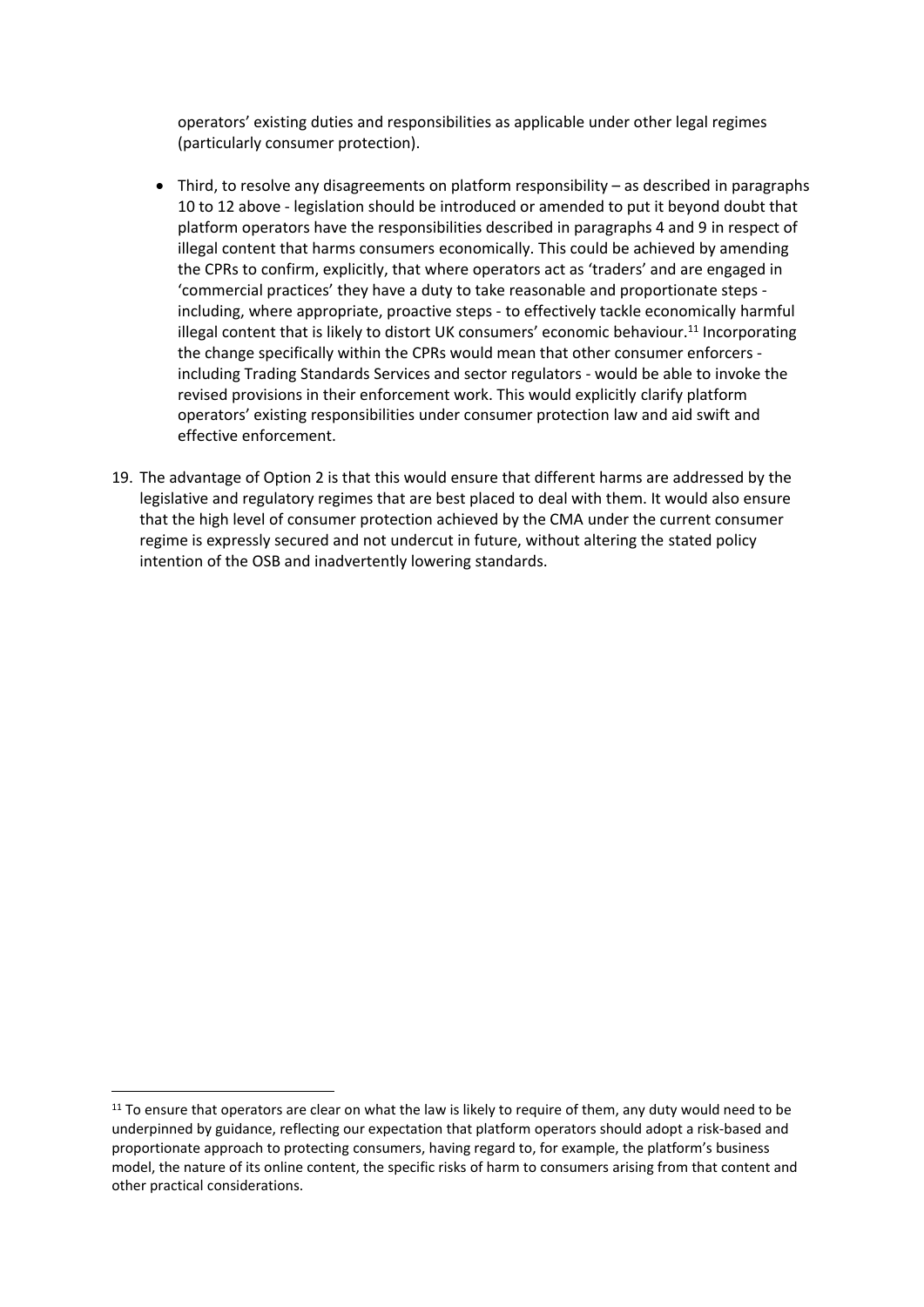operators' existing duties and responsibilities as applicable under other legal regimes (particularly consumer protection).

- Third, to resolve any disagreements on platform responsibility – as described in paragraphs 10 to 12 above - legislation should be introduced or amended to put it beyond doubt that platform operators have the responsibilities described in paragraphs 4 and 9 in respect of illegal content that harms consumers economically. This could be achieved by amending the CPRs to confirm, explicitly, that where operators act as 'traders' and are engaged in 'commercial practices' they have a duty to take reasonable and proportionate steps - including, where appropriate, proactive steps - to effectively tackle economically harmful illegal content that is likely to distort UK consumers' economic behaviour.[11] Incorporating the change specifically within the CPRs would mean that other consumer enforcers - including Trading Standards Services and sector regulators - would be able to invoke the revised provisions in their enforcement work. This would explicitly clarify platform operators' existing responsibilities under consumer protection law and aid swift and effective enforcement.

19. The advantage of Option 2 is that this would ensure that different harms are addressed by the legislative and regulatory regimes that are best placed to deal with them. It would also ensure that the high level of consumer protection achieved by the CMA under the current consumer regime is expressly secured and not undercut in future, without altering the stated policy intention of the OSB and inadvertently lowering standards.

[11] To ensure that operators are clear on what the law is likely to require of them, any duty would need to be underpinned by guidance, reflecting our expectation that platform operators should adopt a risk-based and proportionate approach to protecting consumers, having regard to, for example, the platform's business model, the nature of its online content, the specific risks of harm to consumers arising from that content and other practical considerations.